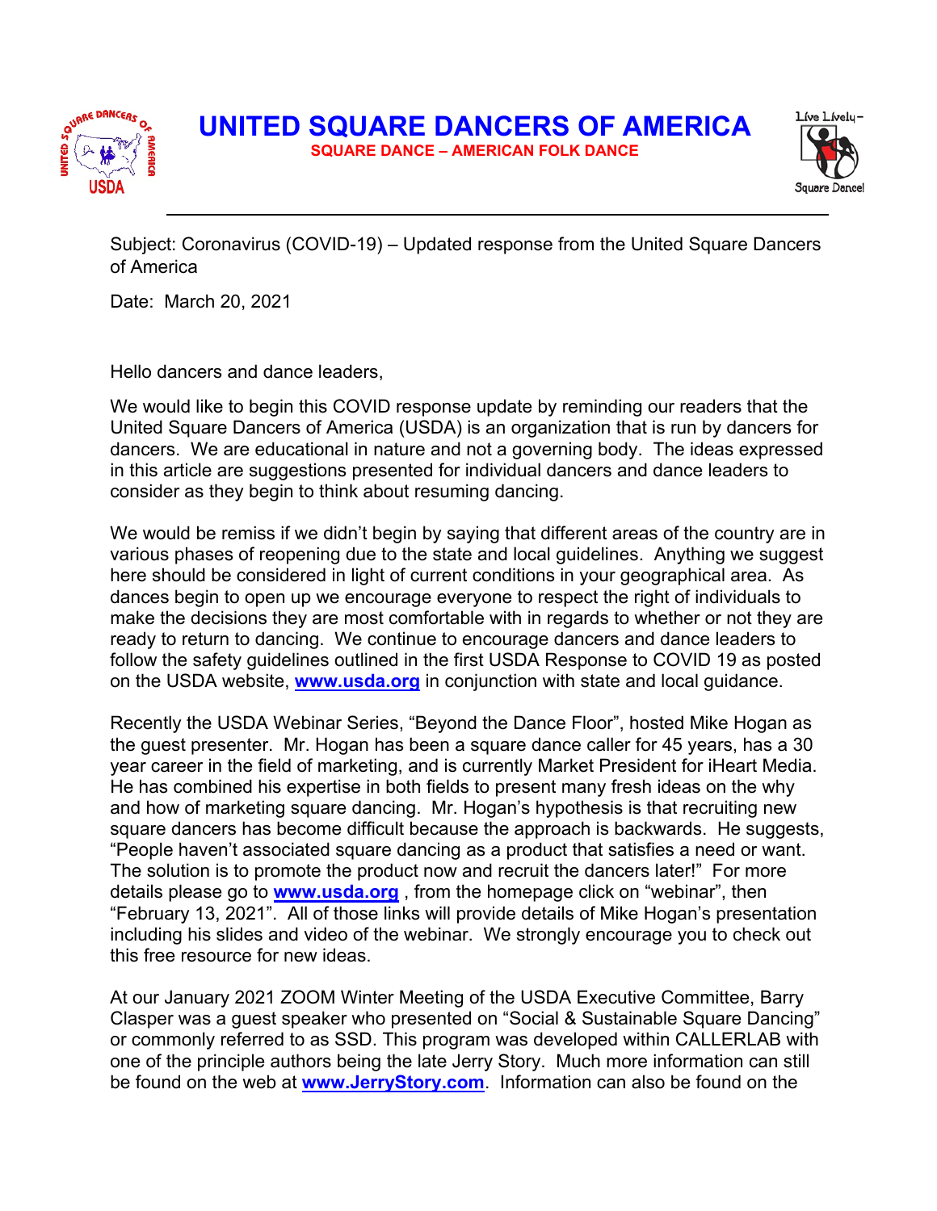# UNITED SQUARE DANCERS OF AMERICA

**SQUARE DANCE – AMERICAN FOLK DANCE**

Subject: Coronavirus (COVID-19) – Updated response from the United Square Dancers of America

Date: March 20, 2021

Hello dancers and dance leaders,

We would like to begin this COVID response update by reminding our readers that the United Square Dancers of America (USDA) is an organization that is run by dancers for dancers. We are educational in nature and not a governing body. The ideas expressed in this article are suggestions presented for individual dancers and dance leaders to consider as they begin to think about resuming dancing.

We would be remiss if we didn't begin by saying that different areas of the country are in various phases of reopening due to the state and local guidelines. Anything we suggest here should be considered in light of current conditions in your geographical area. As dances begin to open up we encourage everyone to respect the right of individuals to make the decisions they are most comfortable with in regards to whether or not they are ready to return to dancing. We continue to encourage dancers and dance leaders to follow the safety guidelines outlined in the first USDA Response to COVID 19 as posted on the USDA website, **www.usda.org** in conjunction with state and local guidance.

Recently the USDA Webinar Series, "Beyond the Dance Floor", hosted Mike Hogan as the guest presenter. Mr. Hogan has been a square dance caller for 45 years, has a 30 year career in the field of marketing, and is currently Market President for iHeart Media. He has combined his expertise in both fields to present many fresh ideas on the why and how of marketing square dancing. Mr. Hogan's hypothesis is that recruiting new square dancers has become difficult because the approach is backwards. He suggests, "People haven't associated square dancing as a product that satisfies a need or want. The solution is to promote the product now and recruit the dancers later!" For more details please go to **www.usda.org** , from the homepage click on "webinar", then "February 13, 2021". All of those links will provide details of Mike Hogan's presentation including his slides and video of the webinar. We strongly encourage you to check out this free resource for new ideas.

At our January 2021 ZOOM Winter Meeting of the USDA Executive Committee, Barry Clasper was a guest speaker who presented on "Social & Sustainable Square Dancing" or commonly referred to as SSD. This program was developed within CALLERLAB with one of the principle authors being the late Jerry Story. Much more information can still be found on the web at **www.JerryStory.com**. Information can also be found on the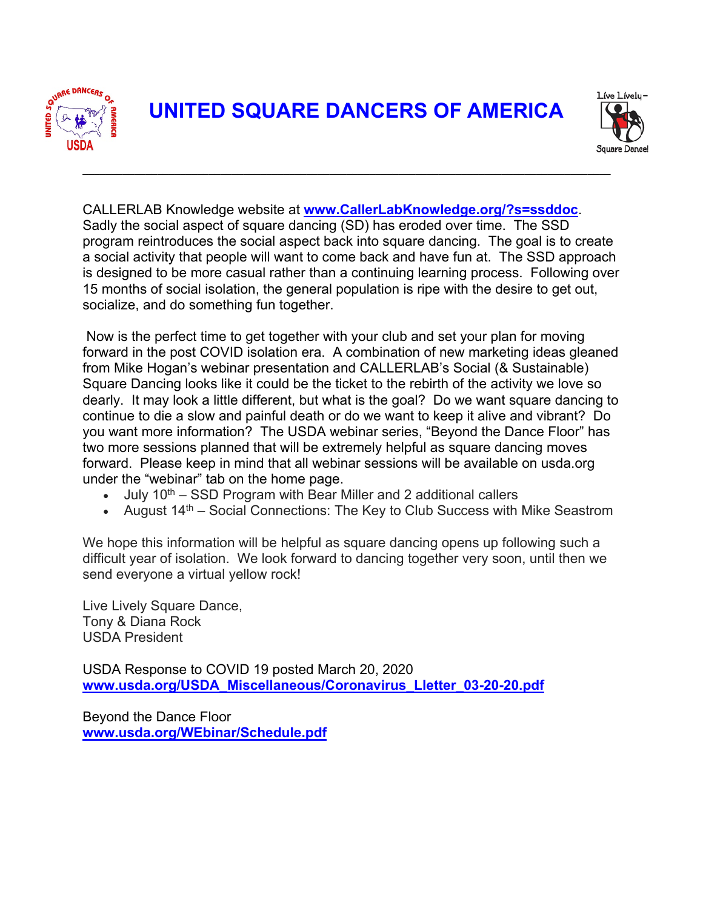# UNITED SQUARE DANCERS OF AMERICA

CALLERLAB Knowledge website at **www.CallerLabKnowledge.org/?s=ssddoc**. Sadly the social aspect of square dancing (SD) has eroded over time. The SSD program reintroduces the social aspect back into square dancing. The goal is to create a social activity that people will want to come back and have fun at. The SSD approach is designed to be more casual rather than a continuing learning process. Following over 15 months of social isolation, the general population is ripe with the desire to get out, socialize, and do something fun together.

Now is the perfect time to get together with your club and set your plan for moving forward in the post COVID isolation era. A combination of new marketing ideas gleaned from Mike Hogan's webinar presentation and CALLERLAB's Social (& Sustainable) Square Dancing looks like it could be the ticket to the rebirth of the activity we love so dearly. It may look a little different, but what is the goal? Do we want square dancing to continue to die a slow and painful death or do we want to keep it alive and vibrant? Do you want more information? The USDA webinar series, "Beyond the Dance Floor" has two more sessions planned that will be extremely helpful as square dancing moves forward. Please keep in mind that all webinar sessions will be available on usda.org under the "webinar" tab on the home page.

- July 10th – SSD Program with Bear Miller and 2 additional callers
- August 14th – Social Connections: The Key to Club Success with Mike Seastrom

We hope this information will be helpful as square dancing opens up following such a difficult year of isolation. We look forward to dancing together very soon, until then we send everyone a virtual yellow rock!

Live Lively Square Dance,
Tony & Diana Rock
USDA President

USDA Response to COVID 19 posted March 20, 2020
**www.usda.org/USDA_Miscellaneous/Coronavirus_Lletter_03-20-20.pdf**

Beyond the Dance Floor
**www.usda.org/WEbinar/Schedule.pdf**